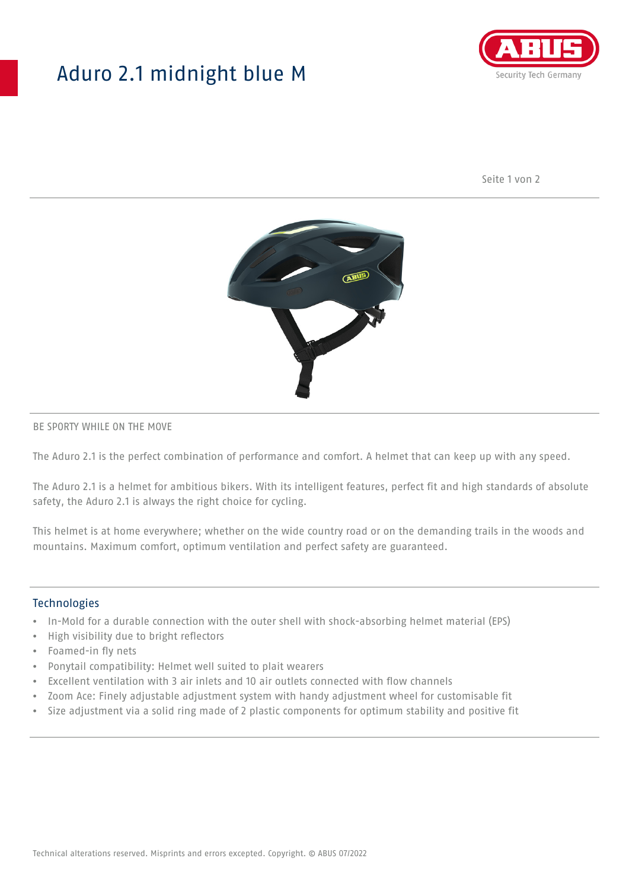# Aduro 2.1 midnight blue M

BE SPORTY WHILE ON THE MOVE

The Aduro 2.1 is the perfect combination of performance and comfort. A helmet that can keep up with any speed.

The Aduro 2.1 is a helmet for ambitious bikers. With its intelligent features, perfect fit and high standards of absolute safety, the Aduro 2.1 is always the right choice for cycling.

This helmet is at home everywhere; whether on the wide country road or on the demanding trails in the woods and mountains. Maximum comfort, optimum ventilation and perfect safety are guaranteed.

## Technologies

- In-Mold for a durable connection with the outer shell with shock-absorbing helmet material (EPS)
- High visibility due to bright reflectors
- Foamed-in fly nets
- Ponytail compatibility: Helmet well suited to plait wearers
- Excellent ventilation with 3 air inlets and 10 air outlets connected with flow channels
- Zoom Ace: Finely adjustable adjustment system with handy adjustment wheel for customisable fit
- Size adjustment via a solid ring made of 2 plastic components for optimum stability and positive fit

Technical alterations reserved. Misprints and errors excepted. Copyright. © ABUS 07/2022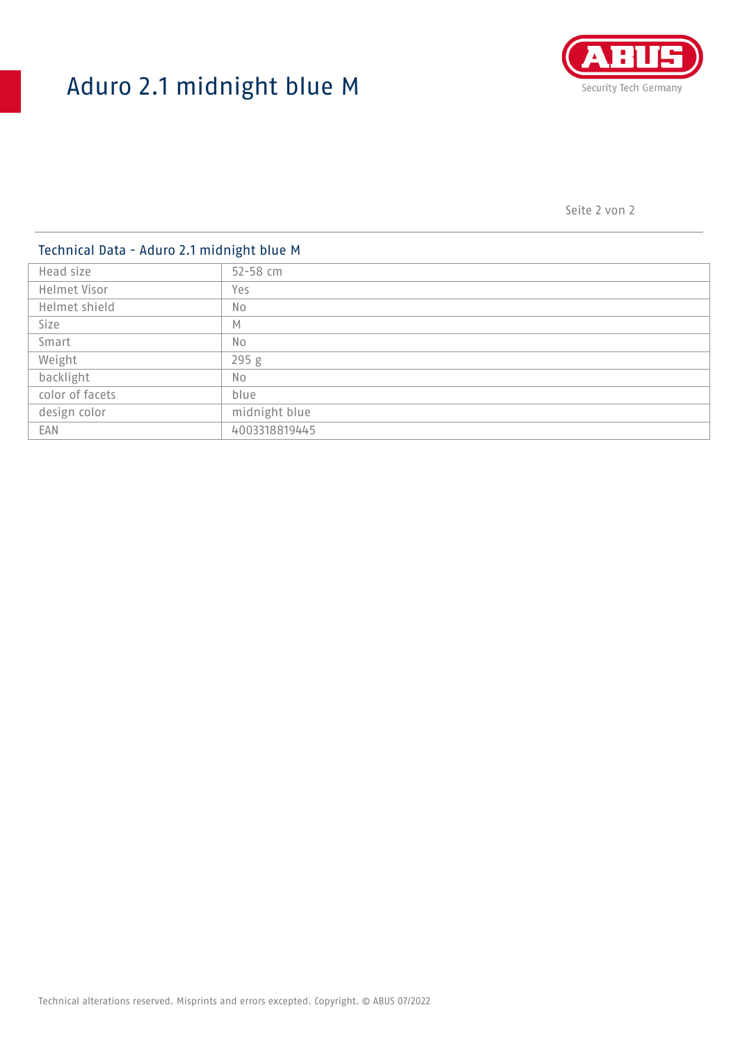# Aduro 2.1 midnight blue M

## Technical Data - Aduro 2.1 midnight blue M

| | |
|---|---|
| Head size | 52-58 cm |
| Helmet Visor | Yes |
| Helmet shield | No |
| Size | M |
| Smart | No |
| Weight | 295 g |
| backlight | No |
| color of facets | blue |
| design color | midnight blue |
| EAN | 4003318819445 |

Technical alterations reserved. Misprints and errors excepted. Copyright. © ABUS 07/2022